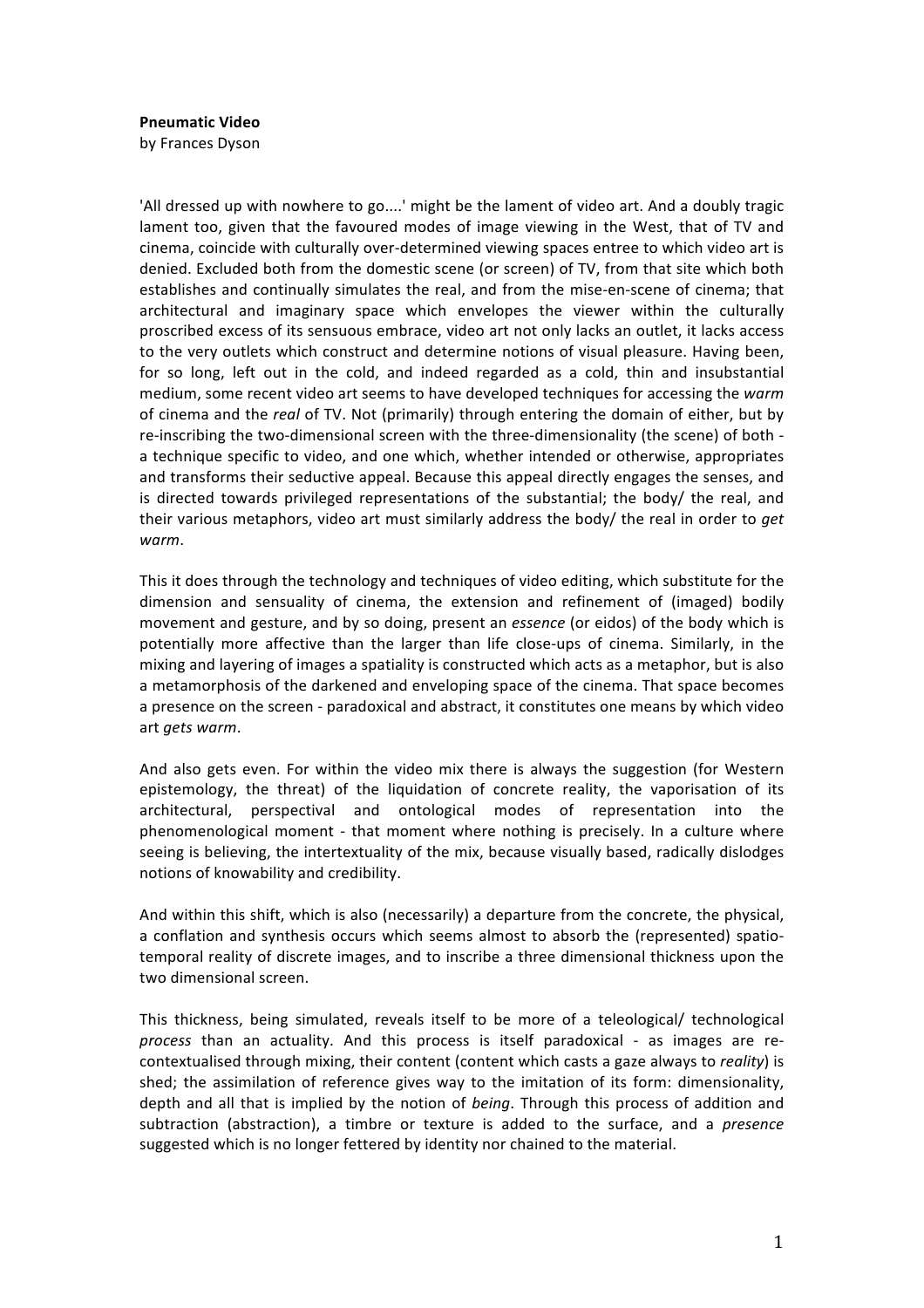**Pneumatic Video**
by Frances Dyson

'All dressed up with nowhere to go....' might be the lament of video art. And a doubly tragic lament too, given that the favoured modes of image viewing in the West, that of TV and cinema, coincide with culturally over-determined viewing spaces entree to which video art is denied. Excluded both from the domestic scene (or screen) of TV, from that site which both establishes and continually simulates the real, and from the mise-en-scene of cinema; that architectural and imaginary space which envelopes the viewer within the culturally proscribed excess of its sensuous embrace, video art not only lacks an outlet, it lacks access to the very outlets which construct and determine notions of visual pleasure. Having been, for so long, left out in the cold, and indeed regarded as a cold, thin and insubstantial medium, some recent video art seems to have developed techniques for accessing the *warm* of cinema and the *real* of TV. Not (primarily) through entering the domain of either, but by re-inscribing the two-dimensional screen with the three-dimensionality (the scene) of both - a technique specific to video, and one which, whether intended or otherwise, appropriates and transforms their seductive appeal. Because this appeal directly engages the senses, and is directed towards privileged representations of the substantial; the body/ the real, and their various metaphors, video art must similarly address the body/ the real in order to *get warm*.

This it does through the technology and techniques of video editing, which substitute for the dimension and sensuality of cinema, the extension and refinement of (imaged) bodily movement and gesture, and by so doing, present an *essence* (or eidos) of the body which is potentially more affective than the larger than life close-ups of cinema. Similarly, in the mixing and layering of images a spatiality is constructed which acts as a metaphor, but is also a metamorphosis of the darkened and enveloping space of the cinema. That space becomes a presence on the screen - paradoxical and abstract, it constitutes one means by which video art *gets warm*.

And also gets even. For within the video mix there is always the suggestion (for Western epistemology, the threat) of the liquidation of concrete reality, the vaporisation of its architectural, perspectival and ontological modes of representation into the phenomenological moment - that moment where nothing is precisely. In a culture where seeing is believing, the intertextuality of the mix, because visually based, radically dislodges notions of knowability and credibility.

And within this shift, which is also (necessarily) a departure from the concrete, the physical, a conflation and synthesis occurs which seems almost to absorb the (represented) spatio-temporal reality of discrete images, and to inscribe a three dimensional thickness upon the two dimensional screen.

This thickness, being simulated, reveals itself to be more of a teleological/ technological *process* than an actuality. And this process is itself paradoxical - as images are re-contextualised through mixing, their content (content which casts a gaze always to *reality*) is shed; the assimilation of reference gives way to the imitation of its form: dimensionality, depth and all that is implied by the notion of *being*. Through this process of addition and subtraction (abstraction), a timbre or texture is added to the surface, and a *presence* suggested which is no longer fettered by identity nor chained to the material.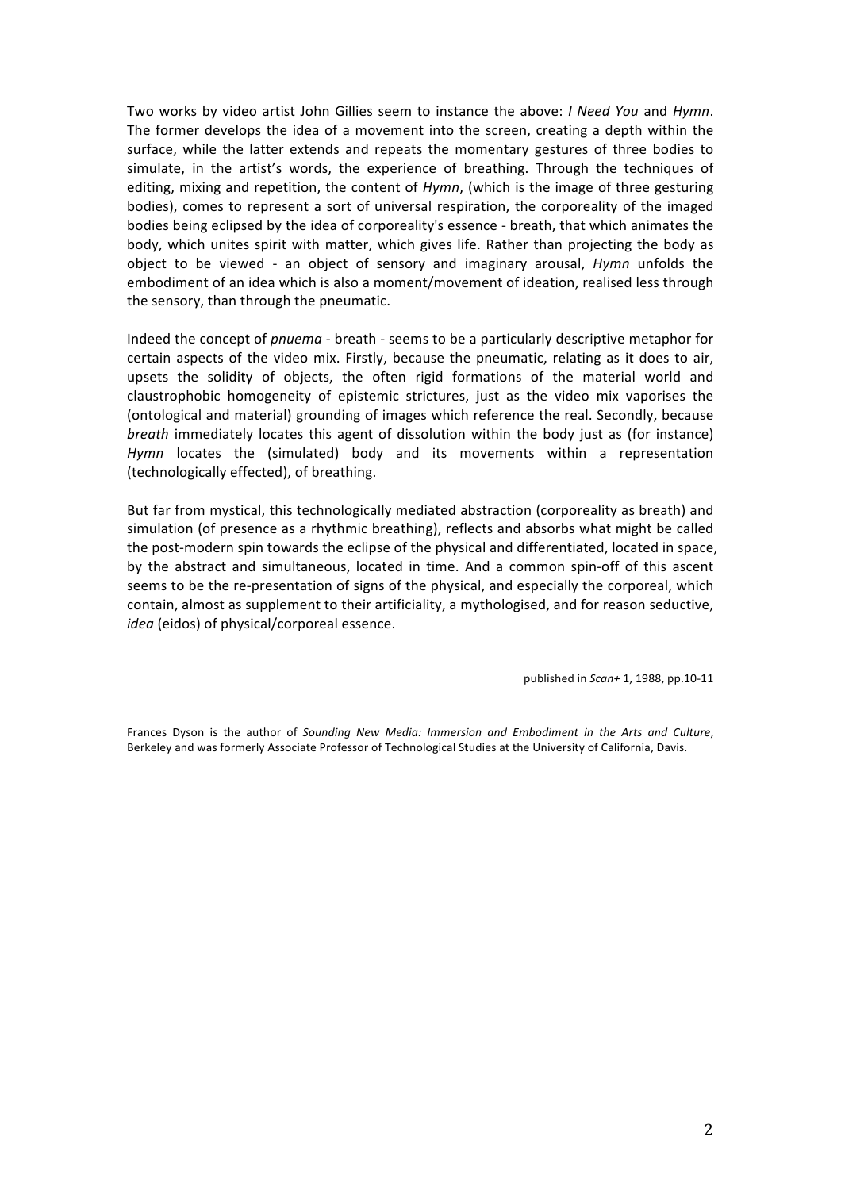Two works by video artist John Gillies seem to instance the above: *I Need You* and *Hymn*. The former develops the idea of a movement into the screen, creating a depth within the surface, while the latter extends and repeats the momentary gestures of three bodies to simulate, in the artist's words, the experience of breathing. Through the techniques of editing, mixing and repetition, the content of *Hymn*, (which is the image of three gesturing bodies), comes to represent a sort of universal respiration, the corporeality of the imaged bodies being eclipsed by the idea of corporeality's essence - breath, that which animates the body, which unites spirit with matter, which gives life. Rather than projecting the body as object to be viewed - an object of sensory and imaginary arousal, *Hymn* unfolds the embodiment of an idea which is also a moment/movement of ideation, realised less through the sensory, than through the pneumatic.

Indeed the concept of *pnuema* - breath - seems to be a particularly descriptive metaphor for certain aspects of the video mix. Firstly, because the pneumatic, relating as it does to air, upsets the solidity of objects, the often rigid formations of the material world and claustrophobic homogeneity of epistemic strictures, just as the video mix vaporises the (ontological and material) grounding of images which reference the real. Secondly, because *breath* immediately locates this agent of dissolution within the body just as (for instance) *Hymn* locates the (simulated) body and its movements within a representation (technologically effected), of breathing.

But far from mystical, this technologically mediated abstraction (corporeality as breath) and simulation (of presence as a rhythmic breathing), reflects and absorbs what might be called the post-modern spin towards the eclipse of the physical and differentiated, located in space, by the abstract and simultaneous, located in time. And a common spin-off of this ascent seems to be the re-presentation of signs of the physical, and especially the corporeal, which contain, almost as supplement to their artificiality, a mythologised, and for reason seductive, *idea* (eidos) of physical/corporeal essence.

published in *Scan+* 1, 1988, pp.10-11

Frances Dyson is the author of *Sounding New Media: Immersion and Embodiment in the Arts and Culture*, Berkeley and was formerly Associate Professor of Technological Studies at the University of California, Davis.